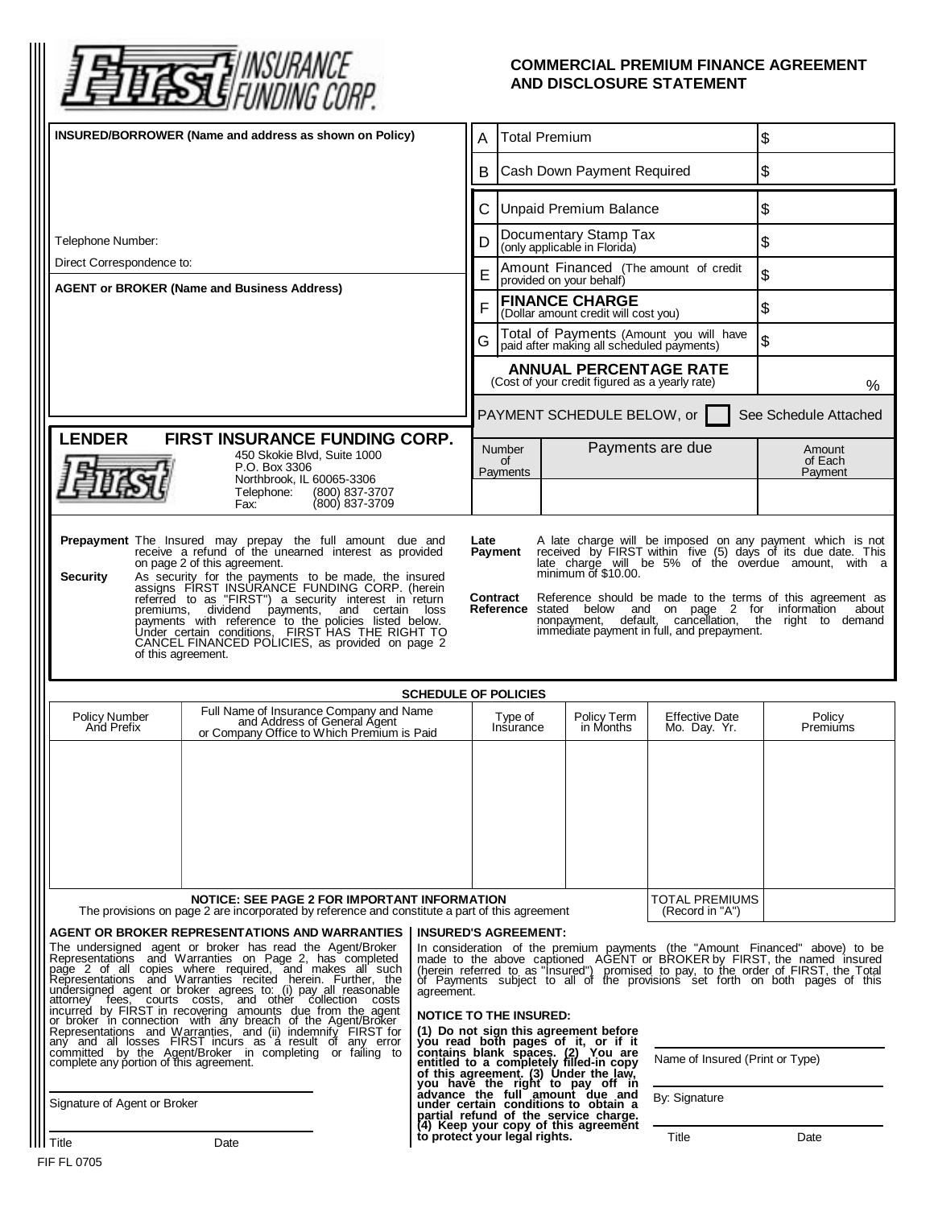**First INSURANCE FUNDING CORP.**

# COMMERCIAL PREMIUM FINANCE AGREEMENT AND DISCLOSURE STATEMENT

**INSURED/BORROWER (Name and address as shown on Policy)**

Telephone Number:

Direct Correspondence to:

**AGENT or BROKER (Name and Business Address)**

| | | |
|---|---|---|
| A | Total Premium | $ |
| B | Cash Down Payment Required | $ |
| C | Unpaid Premium Balance | $ |
| D | Documentary Stamp Tax (only applicable in Florida) | $ |
| E | Amount Financed (The amount of credit provided on your behalf) | $ |
| F | **FINANCE CHARGE** (Dollar amount credit will cost you) | $ |
| G | Total of Payments (Amount you will have paid after making all scheduled payments) | $ |
| | **ANNUAL PERCENTAGE RATE** (Cost of your credit figured as a yearly rate) | % |

PAYMENT SCHEDULE BELOW, or ☐ See Schedule Attached

| Number of Payments | Payments are due | Amount of Each Payment |
|---|---|---|
| | | |

**LENDER FIRST INSURANCE FUNDING CORP.**
450 Skokie Blvd, Suite 1000
P.O. Box 3306
Northbrook, IL 60065-3306
Telephone: (800) 837-3707
Fax: (800) 837-3709

**Prepayment** The Insured may prepay the full amount due and receive a refund of the unearned interest as provided on page 2 of this agreement.

**Security** As security for the payments to be made, the insured assigns FIRST INSURANCE FUNDING CORP. (herein referred to as "FIRST") a security interest in return premiums, dividend payments, and certain loss payments with reference to the policies listed below. Under certain conditions, FIRST HAS THE RIGHT TO CANCEL FINANCED POLICIES, as provided on page 2 of this agreement.

**Late Payment** A late charge will be imposed on any payment which is not received by FIRST within five (5) days of its due date. This late charge will be 5% of the overdue amount, with a minimum of $10.00.

**Contract Reference** Reference should be made to the terms of this agreement as stated below and on page 2 for information about nonpayment, default, cancellation, the right to demand immediate payment in full, and prepayment.

**SCHEDULE OF POLICIES**

| Policy Number And Prefix | Full Name of Insurance Company and Name and Address of General Agent or Company Office to Which Premium is Paid | Type of Insurance | Policy Term in Months | Effective Date Mo. Day. Yr. | Policy Premiums |
|---|---|---|---|---|---|
| | | | | | |
| | | | | TOTAL PREMIUMS (Record in "A") | |

**NOTICE: SEE PAGE 2 FOR IMPORTANT INFORMATION**
The provisions on page 2 are incorporated by reference and constitute a part of this agreement

**AGENT OR BROKER REPRESENTATIONS AND WARRANTIES**

The undersigned agent or broker has read the Agent/Broker Representations and Warranties on Page 2, has completed page 2 of all copies where required, and makes all such Representations and Warranties recited herein. Further, the undersigned agent or broker agrees to: (i) pay all reasonable attorney fees, courts costs, and other collection costs incurred by FIRST in recovering amounts due from the agent or broker in connection with any breach of the Agent/Broker Representations and Warranties, and (ii) indemnify FIRST for any and all losses FIRST incurs as a result of any error committed by the Agent/Broker in completing or failing to complete any portion of this agreement.

Signature of Agent or Broker

Title Date

**INSURED'S AGREEMENT:**

In consideration of the premium payments (the "Amount Financed" above) to be made to the above captioned AGENT or BROKER by FIRST, the named insured (herein referred to as "Insured") promised to pay, to the order of FIRST, the Total of Payments subject to all of the provisions set forth on both pages of this agreement.

**NOTICE TO THE INSURED:**

**(1) Do not sign this agreement before you read both pages of it, or if it contains blank spaces. (2) You are entitled to a completely filled-in copy of this agreement. (3) Under the law, you have the right to pay off in advance the full amount due and under certain conditions to obtain a partial refund of the service charge. (4) Keep your copy of this agreement to protect your legal rights.**

Name of Insured (Print or Type)

By: Signature

Title Date

FIF FL 0705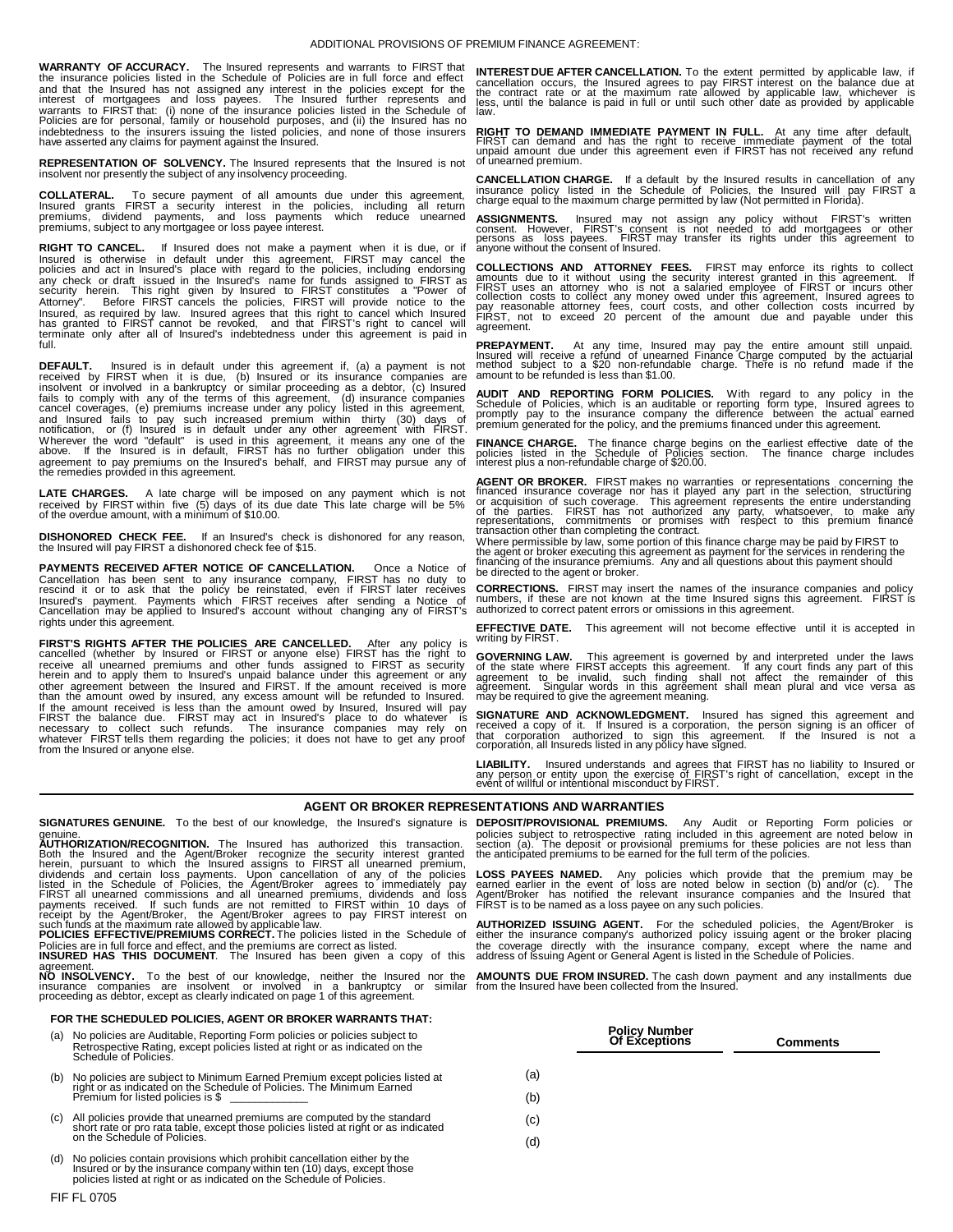ADDITIONAL PROVISIONS OF PREMIUM FINANCE AGREEMENT:

**WARRANTY OF ACCURACY.** The Insured represents and warrants to FIRST that the insurance policies listed in the Schedule of Policies are in full force and effect and that the Insured has not assigned any interest in the policies except for the interest of mortgagees and loss payees. The Insured further represents and warrants to FIRST that: (i) none of the insurance policies listed in the Schedule of Policies are for personal, family or household purposes, and (ii) the Insured has no indebtedness to the insurers issuing the listed policies, and none of those insurers have asserted any claims for payment against the Insured.

**REPRESENTATION OF SOLVENCY.** The Insured represents that the Insured is not insolvent nor presently the subject of any insolvency proceeding.

**COLLATERAL.** To secure payment of all amounts due under this agreement, Insured grants FIRST a security interest in the policies, including all return premiums, dividend payments, and loss payments which reduce unearned premiums, subject to any mortgagee or loss payee interest.

**RIGHT TO CANCEL.** If Insured does not make a payment when it is due, or if Insured is otherwise in default under this agreement, FIRST may cancel the policies and act in Insured's place with regard to the policies, including endorsing any check or draft issued in the Insured's name for funds assigned to FIRST as security herein. This right given by Insured to FIRST constitutes a "Power of Attorney". Before FIRST cancels the policies, FIRST will provide notice to the Insured, as required by law. Insured agrees that this right to cancel which Insured has granted to FIRST cannot be revoked, and that FIRST's right to cancel will terminate only after all of Insured's indebtedness under this agreement is paid in full.

**DEFAULT.** Insured is in default under this agreement if, (a) a payment is not received by FIRST when it is due, (b) Insured or its insurance companies are insolvent or involved in a bankruptcy or similar proceeding as a debtor, (c) Insured fails to comply with any of the terms of this agreement, (d) insurance companies cancel coverages, (e) premiums increase under any policy listed in this agreement, and Insured fails to pay such increased premium within thirty (30) days of notification, or (f) Insured is in default under any other agreement with FIRST. Wherever the word "default" is used in this agreement, it means any one of the above. If the Insured is in default, FIRST has no further obligation under this agreement to pay premiums on the Insured's behalf, and FIRST may pursue any of the remedies provided in this agreement.

**LATE CHARGES.** A late charge will be imposed on any payment which is not received by FIRST within five (5) days of its due date This late charge will be 5% of the overdue amount, with a minimum of $10.00.

**DISHONORED CHECK FEE.** If an Insured's check is dishonored for any reason, the Insured will pay FIRST a dishonored check fee of $15.

**PAYMENTS RECEIVED AFTER NOTICE OF CANCELLATION.** Once a Notice of Cancellation has been sent to any insurance company, FIRST has no duty to rescind it or to ask that the policy be reinstated, even if FIRST later receives Insured's payment. Payments which FIRST receives after sending a Notice of Cancellation may be applied to Insured's account without changing any of FIRST's rights under this agreement.

**FIRST'S RIGHTS AFTER THE POLICIES ARE CANCELLED.** After any policy is cancelled (whether by Insured or FIRST or anyone else) FIRST has the right to receive all unearned premiums and other funds assigned to FIRST as security herein and to apply them to Insured's unpaid balance under this agreement or any other agreement between the Insured and FIRST. If the amount received is more than the amount owed by insured, any excess amount will be refunded to Insured. If the amount received is less than the amount owed by Insured, Insured will pay FIRST the balance due. FIRST may act in Insured's place to do whatever is necessary to collect such refunds. The insurance companies may rely on whatever FIRST tells them regarding the policies; it does not have to get any proof from the Insured or anyone else.

**INTEREST DUE AFTER CANCELLATION.** To the extent permitted by applicable law, if cancellation occurs, the Insured agrees to pay FIRST interest on the balance due at the contract rate or at the maximum rate allowed by applicable law, whichever is less, until the balance is paid in full or until such other date as provided by applicable law.

**RIGHT TO DEMAND IMMEDIATE PAYMENT IN FULL.** At any time after default, FIRST can demand and has the right to receive immediate payment of the total unpaid amount due under this agreement even if FIRST has not received any refund of unearned premium.

**CANCELLATION CHARGE.** If a default by the Insured results in cancellation of any insurance policy listed in the Schedule of Policies, the Insured will pay FIRST a charge equal to the maximum charge permitted by law (Not permitted in Florida).

**ASSIGNMENTS.** Insured may not assign any policy without FIRST's written consent. However, FIRST's consent is not needed to add mortgagees or other persons as loss payees. FIRST may transfer its rights under this agreement to anyone without the consent of Insured.

**COLLECTIONS AND ATTORNEY FEES.** FIRST may enforce its rights to collect amounts due to it without using the security interest granted in this agreement. If FIRST uses an attorney who is not a salaried employee of FIRST or incurs other collection costs to collect any money owed under this agreement, Insured agrees to pay reasonable attorney fees, court costs, and other collection costs incurred by FIRST, not to exceed 20 percent of the amount due and payable under this agreement.

**PREPAYMENT.** At any time, Insured may pay the entire amount still unpaid. Insured will receive a refund of unearned Finance Charge computed by the actuarial method subject to a $20 non-refundable charge. There is no refund made if the amount to be refunded is less than $1.00.

**AUDIT AND REPORTING FORM POLICIES.** With regard to any policy in the Schedule of Policies, which is an auditable or reporting form type, Insured agrees to promptly pay to the insurance company the difference between the actual earned premium generated for the policy, and the premiums financed under this agreement.

**FINANCE CHARGE.** The finance charge begins on the earliest effective date of the policies listed in the Schedule of Policies section. The finance charge includes interest plus a non-refundable charge of $20.00.

**AGENT OR BROKER.** FIRST makes no warranties or representations concerning the financed insurance coverage nor has it played any part in the selection, structuring or acquisition of such coverage. This agreement represents the entire understanding of the parties. FIRST has not authorized any party, whatsoever, to make any representations, commitments or promises with respect to this premium finance transaction other than completing the contract.
Where permissible by law, some portion of this finance charge may be paid by FIRST to the agent or broker executing this agreement as payment for the services in rendering the financing of the insurance premiums. Any and all questions about this payment should be directed to the agent or broker.

**CORRECTIONS.** FIRST may insert the names of the insurance companies and policy numbers, if these are not known at the time Insured signs this agreement. FIRST is authorized to correct patent errors or omissions in this agreement.

**EFFECTIVE DATE.** This agreement will not become effective until it is accepted in writing by FIRST.

**GOVERNING LAW.** This agreement is governed by and interpreted under the laws of the state where FIRST accepts this agreement. If any court finds any part of this agreement to be invalid, such finding shall not affect the remainder of this agreement. Singular words in this agreement shall mean plural and vice versa as may be required to give the agreement meaning.

**SIGNATURE AND ACKNOWLEDGMENT.** Insured has signed this agreement and received a copy of it. If Insured is a corporation, the person signing is an officer of that corporation authorized to sign this agreement. If the Insured is not a corporation, all Insureds listed in any policy have signed.

**LIABILITY.** Insured understands and agrees that FIRST has no liability to Insured or any person or entity upon the exercise of FIRST's right of cancellation, except in the event of willful or intentional misconduct by FIRST.

## AGENT OR BROKER REPRESENTATIONS AND WARRANTIES

**SIGNATURES GENUINE.** To the best of our knowledge, the Insured's signature is genuine.
**AUTHORIZATION/RECOGNITION.** The Insured has authorized this transaction. Both the Insured and the Agent/Broker recognize the security interest granted herein, pursuant to which the Insured assigns to FIRST all unearned premium, dividends and certain loss payments. Upon cancellation of any of the policies listed in the Schedule of Policies, the Agent/Broker agrees to immediately pay FIRST all unearned commissions and all unearned premiums, dividends and loss payments received. If such funds are not remitted to FIRST within 10 days of receipt by the Agent/Broker, the Agent/Broker agrees to pay FIRST interest on such funds at the maximum rate allowed by applicable law.
**POLICIES EFFECTIVE/PREMIUMS CORRECT.** The policies listed in the Schedule of Policies are in full force and effect, and the premiums are correct as listed.
**INSURED HAS THIS DOCUMENT**. The Insured has been given a copy of this agreement.
**NO INSOLVENCY.** To the best of our knowledge, neither the Insured nor the insurance companies are insolvent or involved in a bankruptcy or similar proceeding as debtor, except as clearly indicated on page 1 of this agreement.

**DEPOSIT/PROVISIONAL PREMIUMS.** Any Audit or Reporting Form policies or policies subject to retrospective rating included in this agreement are noted below in section (a). The deposit or provisional premiums for these policies are not less than the anticipated premiums to be earned for the full term of the policies.

**LOSS PAYEES NAMED.** Any policies which provide that the premium may be earned earlier in the event of loss are noted below in section (b) and/or (c). The Agent/Broker has notified the relevant insurance companies and the Insured that FIRST is to be named as a loss payee on any such policies.

**AUTHORIZED ISSUING AGENT.** For the scheduled policies, the Agent/Broker is either the insurance company's authorized policy issuing agent or the broker placing the coverage directly with the insurance company, except where the name and address of Issuing Agent or General Agent is listed in the Schedule of Policies.

**AMOUNTS DUE FROM INSURED.** The cash down payment and any installments due from the Insured have been collected from the Insured.

### FOR THE SCHEDULED POLICIES, AGENT OR BROKER WARRANTS THAT:

(a) No policies are Auditable, Reporting Form policies or policies subject to Retrospective Rating, except policies listed at right or as indicated on the Schedule of Policies.

(b) No policies are subject to Minimum Earned Premium except policies listed at right or as indicated on the Schedule of Policies. The Minimum Earned Premium for listed policies is $ ____________

(c) All policies provide that unearned premiums are computed by the standard short rate or pro rata table, except those policies listed at right or as indicated on the Schedule of Policies.

(d) No policies contain provisions which prohibit cancellation either by the Insured or by the insurance company within ten (10) days, except those policies listed at right or as indicated on the Schedule of Policies.

| | Policy Number Of Exceptions | Comments |
|---|---|---|
| (a) | | |
| (b) | | |
| (c) | | |
| (d) | | |

FIF FL 0705